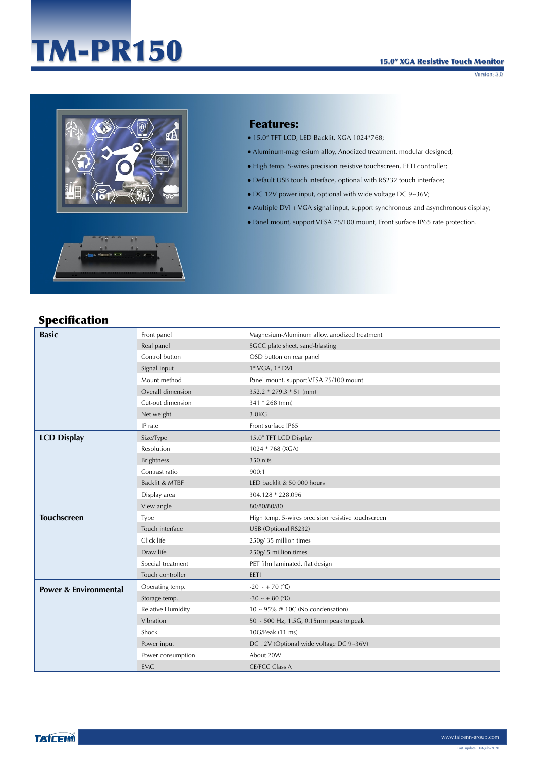# TM-PR150

**15.0" XGA Resistive Touch Monitor**

Version: 3.0

## Features:

- 15.0" TFT LCD, LED Backlit, XGA 1024*768;
- Aluminum-magnesium alloy, Anodized treatment, modular designed;
- High temp. 5-wires precision resistive touchscreen, EETI controller;
- Default USB touch interface, optional with RS232 touch interface;
- DC 12V power input, optional with wide voltage DC 9~36V;
- Multiple DVI + VGA signal input, support synchronous and asynchronous display;
- Panel mount, support VESA 75/100 mount, Front surface IP65 rate protection.

## Specification

| Category | Item | Specification |
|---|---|---|
| **Basic** | Front panel | Magnesium-Aluminum alloy, anodized treatment |
| | Real panel | SGCC plate sheet, sand-blasting |
| | Control button | OSD button on rear panel |
| | Signal input | 1* VGA, 1* DVI |
| | Mount method | Panel mount, support VESA 75/100 mount |
| | Overall dimension | 352.2 * 279.3 * 51 (mm) |
| | Cut-out dimension | 341 * 268 (mm) |
| | Net weight | 3.0KG |
| | IP rate | Front surface IP65 |
| **LCD Display** | Size/Type | 15.0" TFT LCD Display |
| | Resolution | 1024 * 768 (XGA) |
| | Brightness | 350 nits |
| | Contrast ratio | 900:1 |
| | Backlit & MTBF | LED backlit & 50 000 hours |
| | Display area | 304.128 * 228.096 |
| | View angle | 80/80/80/80 |
| **Touchscreen** | Type | High temp. 5-wires precision resistive touchscreen |
| | Touch interface | USB (Optional RS232) |
| | Click life | 250g/ 35 million times |
| | Draw life | 250g/ 5 million times |
| | Special treatment | PET film laminated, flat design |
| | Touch controller | EETI |
| **Power & Environmental** | Operating temp. | -20 ~ + 70 (℃) |
| | Storage temp. | -30 ~ + 80 (℃) |
| | Relative Humidity | 10 ~ 95% @ 10C (No condensation) |
| | Vibration | 50 ~ 500 Hz, 1.5G, 0.15mm peak to peak |
| | Shock | 10G/Peak (11 ms) |
| | Power input | DC 12V (Optional wide voltage DC 9~36V) |
| | Power consumption | About 20W |
| | EMC | CE/FCC Class A |

TAICENN

www.taicenn-group.com

Last update: 1st-July-2020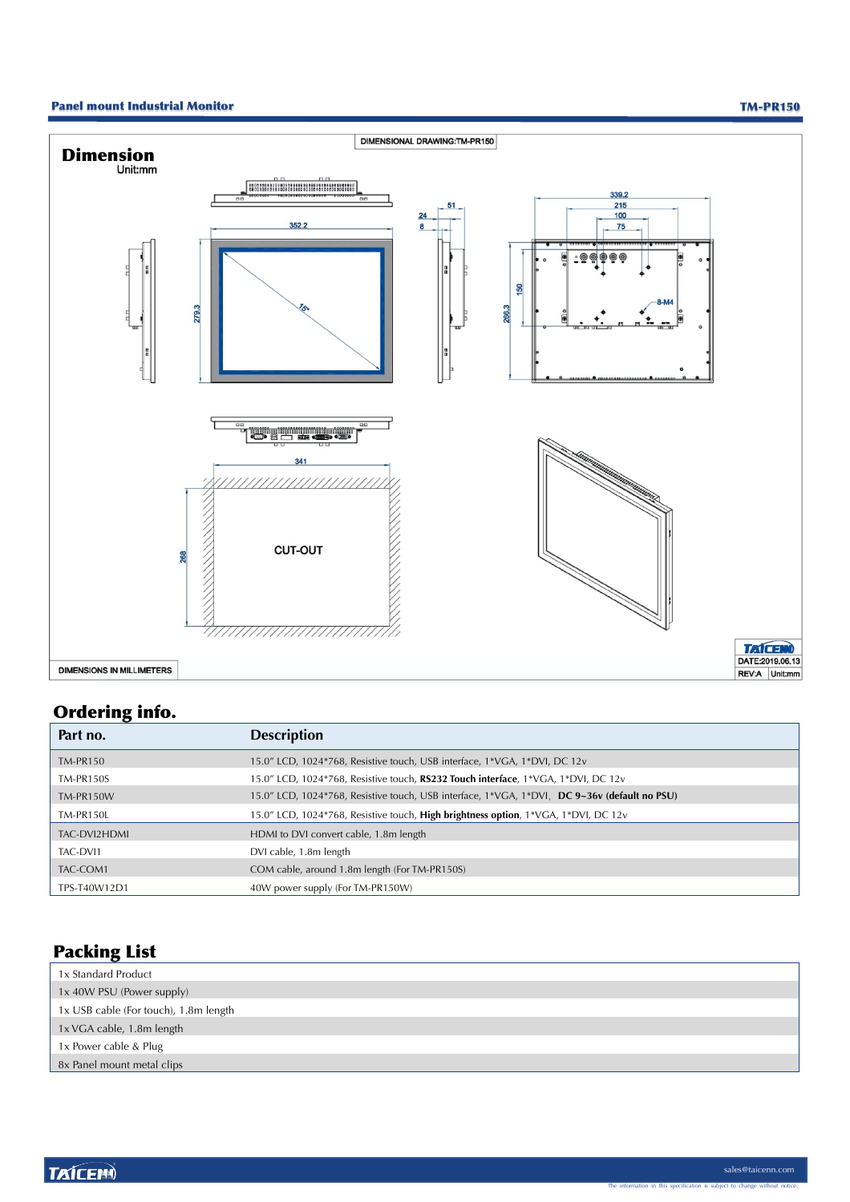## Dimension

Unit:mm

DIMENSIONAL DRAWING:TM-PR150

352.2
279.3
15"
24
8
51
339.2
215
100
75
150
286.3
8-M4
341
288
CUT-OUT

DIMENSIONS IN MILLIMETERS

TAICENN
DATE:2016.06.13
REV:A Unit:mm

## Ordering info.

| Part no. | Description |
|---|---|
| TM-PR150 | 15.0" LCD, 1024*768, Resistive touch, USB interface, 1*VGA, 1*DVI, DC 12v |
| TM-PR150S | 15.0" LCD, 1024*768, Resistive touch, **RS232 Touch interface**, 1*VGA, 1*DVI, DC 12v |
| TM-PR150W | 15.0" LCD, 1024*768, Resistive touch, USB interface, 1*VGA, 1*DVI, **DC 9~36v (default no PSU)** |
| TM-PR150L | 15.0" LCD, 1024*768, Resistive touch, **High brightness option**, 1*VGA, 1*DVI, DC 12v |
| TAC-DVI2HDMI | HDMI to DVI convert cable, 1.8m length |
| TAC-DVI1 | DVI cable, 1.8m length |
| TAC-COM1 | COM cable, around 1.8m length (For TM-PR150S) |
| TPS-T40W12D1 | 40W power supply (For TM-PR150W) |

## Packing List

- 1x Standard Product
- 1x 40W PSU (Power supply)
- 1x USB cable (For touch), 1.8m length
- 1x VGA cable, 1.8m length
- 1x Power cable & Plug
- 8x Panel mount metal clips

sales@taicenn.com

The information in this specification is subject to change without notice.